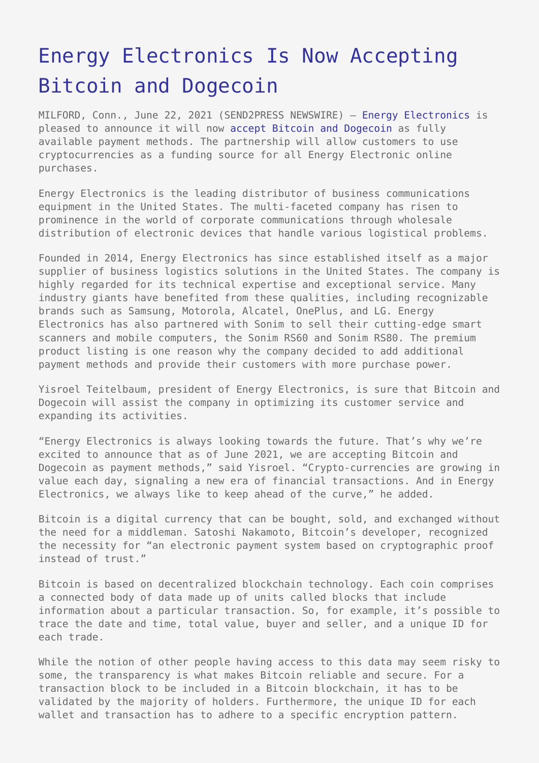# Energy Electronics Is Now Accepting Bitcoin and Dogecoin

MILFORD, Conn., June 22, 2021 (SEND2PRESS NEWSWIRE) — Energy Electronics is pleased to announce it will now accept Bitcoin and Dogecoin as fully available payment methods. The partnership will allow customers to use cryptocurrencies as a funding source for all Energy Electronic online purchases.

Energy Electronics is the leading distributor of business communications equipment in the United States. The multi-faceted company has risen to prominence in the world of corporate communications through wholesale distribution of electronic devices that handle various logistical problems.

Founded in 2014, Energy Electronics has since established itself as a major supplier of business logistics solutions in the United States. The company is highly regarded for its technical expertise and exceptional service. Many industry giants have benefited from these qualities, including recognizable brands such as Samsung, Motorola, Alcatel, OnePlus, and LG. Energy Electronics has also partnered with Sonim to sell their cutting-edge smart scanners and mobile computers, the Sonim RS60 and Sonim RS80. The premium product listing is one reason why the company decided to add additional payment methods and provide their customers with more purchase power.

Yisroel Teitelbaum, president of Energy Electronics, is sure that Bitcoin and Dogecoin will assist the company in optimizing its customer service and expanding its activities.

"Energy Electronics is always looking towards the future. That's why we're excited to announce that as of June 2021, we are accepting Bitcoin and Dogecoin as payment methods," said Yisroel. "Crypto-currencies are growing in value each day, signaling a new era of financial transactions. And in Energy Electronics, we always like to keep ahead of the curve," he added.

Bitcoin is a digital currency that can be bought, sold, and exchanged without the need for a middleman. Satoshi Nakamoto, Bitcoin's developer, recognized the necessity for "an electronic payment system based on cryptographic proof instead of trust."

Bitcoin is based on decentralized blockchain technology. Each coin comprises a connected body of data made up of units called blocks that include information about a particular transaction. So, for example, it's possible to trace the date and time, total value, buyer and seller, and a unique ID for each trade.

While the notion of other people having access to this data may seem risky to some, the transparency is what makes Bitcoin reliable and secure. For a transaction block to be included in a Bitcoin blockchain, it has to be validated by the majority of holders. Furthermore, the unique ID for each wallet and transaction has to adhere to a specific encryption pattern.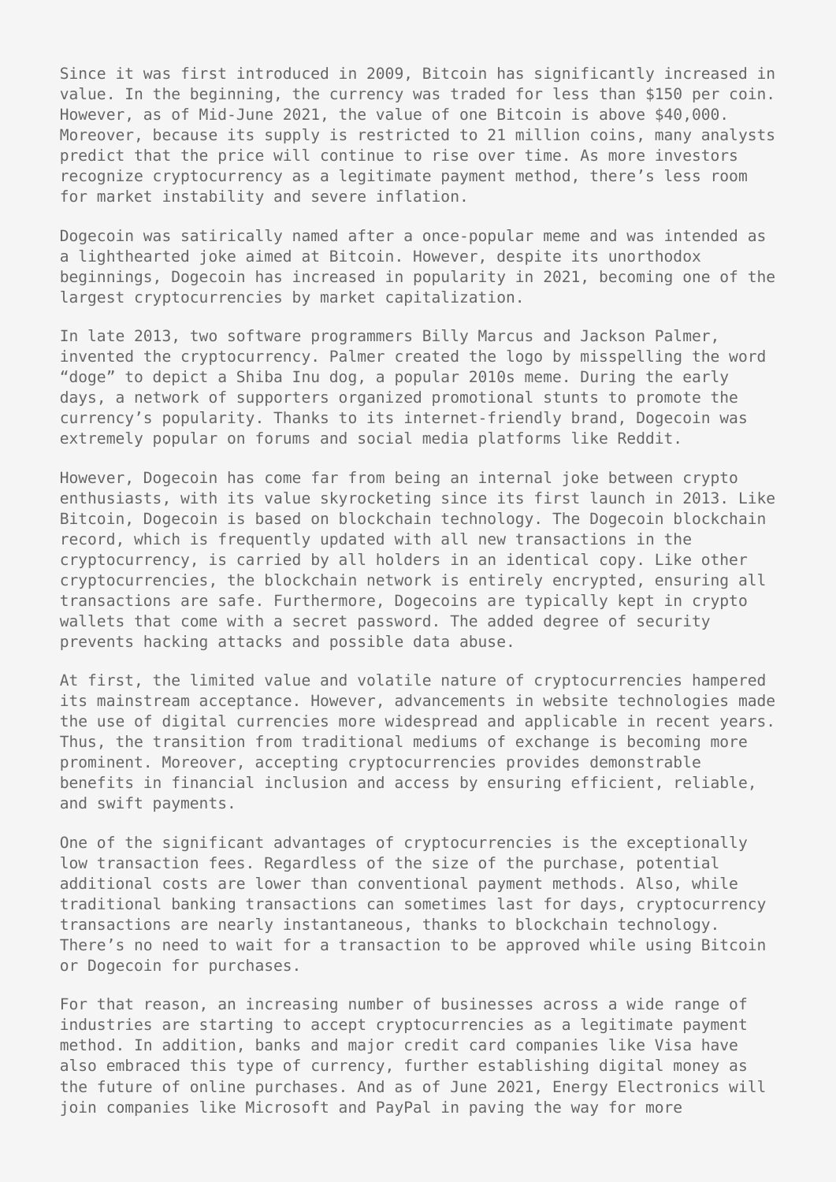Since it was first introduced in 2009, Bitcoin has significantly increased in value. In the beginning, the currency was traded for less than $150 per coin. However, as of Mid-June 2021, the value of one Bitcoin is above $40,000. Moreover, because its supply is restricted to 21 million coins, many analysts predict that the price will continue to rise over time. As more investors recognize cryptocurrency as a legitimate payment method, there's less room for market instability and severe inflation.

Dogecoin was satirically named after a once-popular meme and was intended as a lighthearted joke aimed at Bitcoin. However, despite its unorthodox beginnings, Dogecoin has increased in popularity in 2021, becoming one of the largest cryptocurrencies by market capitalization.

In late 2013, two software programmers Billy Marcus and Jackson Palmer, invented the cryptocurrency. Palmer created the logo by misspelling the word "doge" to depict a Shiba Inu dog, a popular 2010s meme. During the early days, a network of supporters organized promotional stunts to promote the currency's popularity. Thanks to its internet-friendly brand, Dogecoin was extremely popular on forums and social media platforms like Reddit.

However, Dogecoin has come far from being an internal joke between crypto enthusiasts, with its value skyrocketing since its first launch in 2013. Like Bitcoin, Dogecoin is based on blockchain technology. The Dogecoin blockchain record, which is frequently updated with all new transactions in the cryptocurrency, is carried by all holders in an identical copy. Like other cryptocurrencies, the blockchain network is entirely encrypted, ensuring all transactions are safe. Furthermore, Dogecoins are typically kept in crypto wallets that come with a secret password. The added degree of security prevents hacking attacks and possible data abuse.

At first, the limited value and volatile nature of cryptocurrencies hampered its mainstream acceptance. However, advancements in website technologies made the use of digital currencies more widespread and applicable in recent years. Thus, the transition from traditional mediums of exchange is becoming more prominent. Moreover, accepting cryptocurrencies provides demonstrable benefits in financial inclusion and access by ensuring efficient, reliable, and swift payments.

One of the significant advantages of cryptocurrencies is the exceptionally low transaction fees. Regardless of the size of the purchase, potential additional costs are lower than conventional payment methods. Also, while traditional banking transactions can sometimes last for days, cryptocurrency transactions are nearly instantaneous, thanks to blockchain technology. There's no need to wait for a transaction to be approved while using Bitcoin or Dogecoin for purchases.

For that reason, an increasing number of businesses across a wide range of industries are starting to accept cryptocurrencies as a legitimate payment method. In addition, banks and major credit card companies like Visa have also embraced this type of currency, further establishing digital money as the future of online purchases. And as of June 2021, Energy Electronics will join companies like Microsoft and PayPal in paving the way for more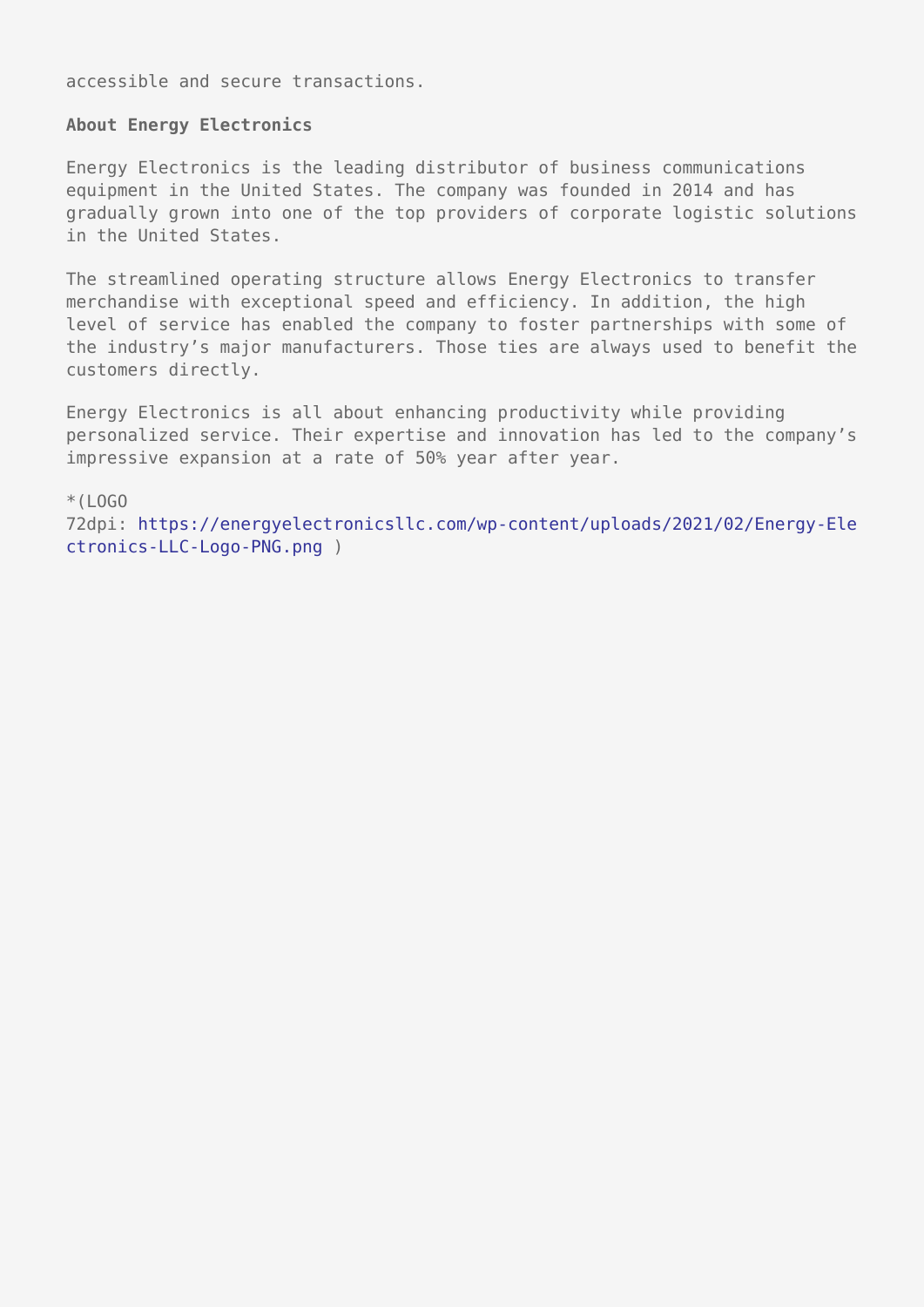accessible and secure transactions.

**About Energy Electronics**

Energy Electronics is the leading distributor of business communications equipment in the United States. The company was founded in 2014 and has gradually grown into one of the top providers of corporate logistic solutions in the United States.

The streamlined operating structure allows Energy Electronics to transfer merchandise with exceptional speed and efficiency. In addition, the high level of service has enabled the company to foster partnerships with some of the industry's major manufacturers. Those ties are always used to benefit the customers directly.

Energy Electronics is all about enhancing productivity while providing personalized service. Their expertise and innovation has led to the company's impressive expansion at a rate of 50% year after year.

*(LOGO
72dpi: https://energyelectronicsllc.com/wp-content/uploads/2021/02/Energy-Electronics-LLC-Logo-PNG.png )